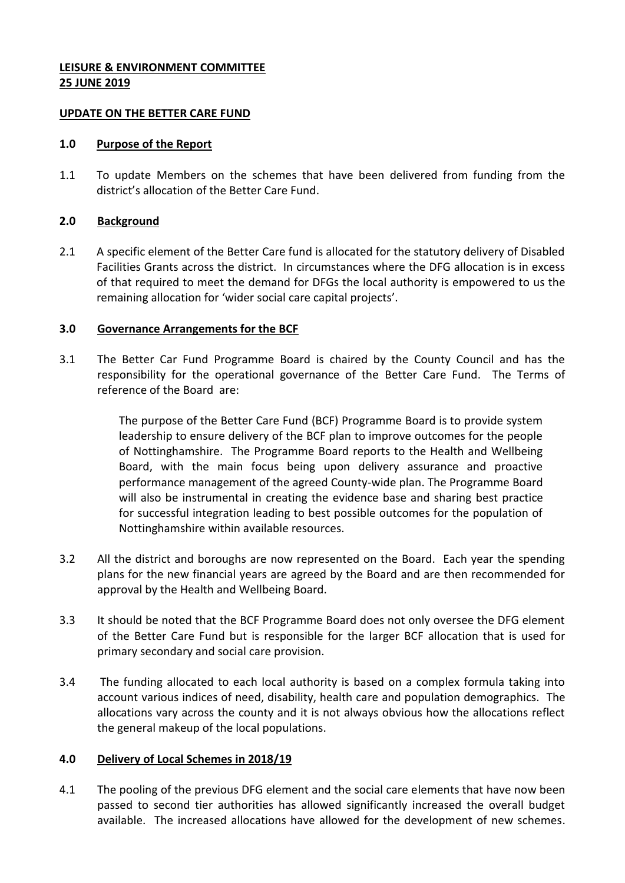**LEISURE & ENVIRONMENT COMMITTEE**
**25 JUNE 2019**

**UPDATE ON THE BETTER CARE FUND**

## 1.0 Purpose of the Report

1.1 To update Members on the schemes that have been delivered from funding from the district's allocation of the Better Care Fund.

## 2.0 Background

2.1 A specific element of the Better Care fund is allocated for the statutory delivery of Disabled Facilities Grants across the district. In circumstances where the DFG allocation is in excess of that required to meet the demand for DFGs the local authority is empowered to us the remaining allocation for 'wider social care capital projects'.

## 3.0 Governance Arrangements for the BCF

3.1 The Better Car Fund Programme Board is chaired by the County Council and has the responsibility for the operational governance of the Better Care Fund. The Terms of reference of the Board are:

> The purpose of the Better Care Fund (BCF) Programme Board is to provide system leadership to ensure delivery of the BCF plan to improve outcomes for the people of Nottinghamshire. The Programme Board reports to the Health and Wellbeing Board, with the main focus being upon delivery assurance and proactive performance management of the agreed County-wide plan. The Programme Board will also be instrumental in creating the evidence base and sharing best practice for successful integration leading to best possible outcomes for the population of Nottinghamshire within available resources.

3.2 All the district and boroughs are now represented on the Board. Each year the spending plans for the new financial years are agreed by the Board and are then recommended for approval by the Health and Wellbeing Board.

3.3 It should be noted that the BCF Programme Board does not only oversee the DFG element of the Better Care Fund but is responsible for the larger BCF allocation that is used for primary secondary and social care provision.

3.4 The funding allocated to each local authority is based on a complex formula taking into account various indices of need, disability, health care and population demographics. The allocations vary across the county and it is not always obvious how the allocations reflect the general makeup of the local populations.

## 4.0 Delivery of Local Schemes in 2018/19

4.1 The pooling of the previous DFG element and the social care elements that have now been passed to second tier authorities has allowed significantly increased the overall budget available. The increased allocations have allowed for the development of new schemes.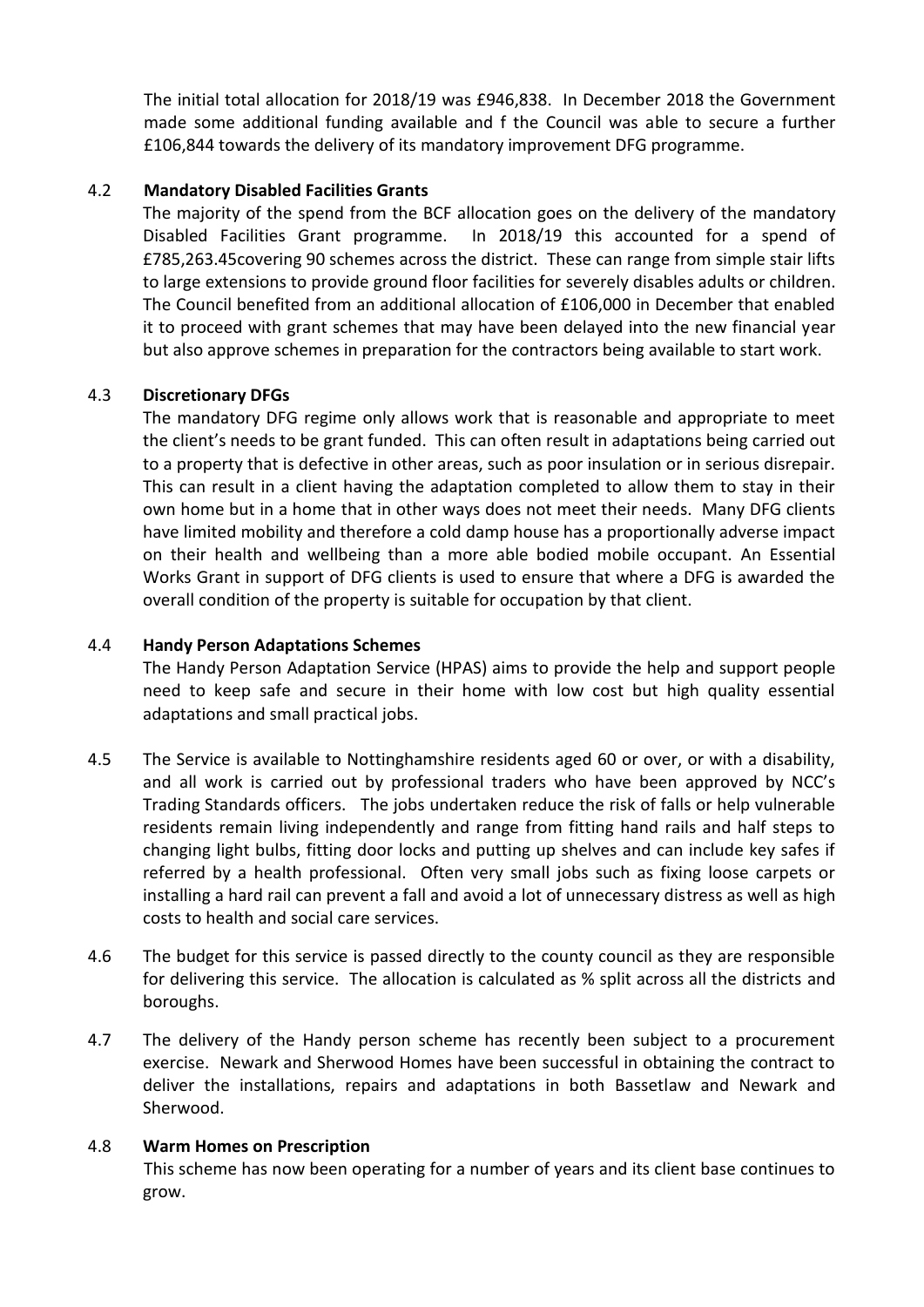The initial total allocation for 2018/19 was £946,838. In December 2018 the Government made some additional funding available and f the Council was able to secure a further £106,844 towards the delivery of its mandatory improvement DFG programme.

4.2 **Mandatory Disabled Facilities Grants**

The majority of the spend from the BCF allocation goes on the delivery of the mandatory Disabled Facilities Grant programme. In 2018/19 this accounted for a spend of £785,263.45covering 90 schemes across the district. These can range from simple stair lifts to large extensions to provide ground floor facilities for severely disables adults or children. The Council benefited from an additional allocation of £106,000 in December that enabled it to proceed with grant schemes that may have been delayed into the new financial year but also approve schemes in preparation for the contractors being available to start work.

4.3 **Discretionary DFGs**

The mandatory DFG regime only allows work that is reasonable and appropriate to meet the client's needs to be grant funded. This can often result in adaptations being carried out to a property that is defective in other areas, such as poor insulation or in serious disrepair. This can result in a client having the adaptation completed to allow them to stay in their own home but in a home that in other ways does not meet their needs. Many DFG clients have limited mobility and therefore a cold damp house has a proportionally adverse impact on their health and wellbeing than a more able bodied mobile occupant. An Essential Works Grant in support of DFG clients is used to ensure that where a DFG is awarded the overall condition of the property is suitable for occupation by that client.

4.4 **Handy Person Adaptations Schemes**

The Handy Person Adaptation Service (HPAS) aims to provide the help and support people need to keep safe and secure in their home with low cost but high quality essential adaptations and small practical jobs.

4.5 The Service is available to Nottinghamshire residents aged 60 or over, or with a disability, and all work is carried out by professional traders who have been approved by NCC's Trading Standards officers. The jobs undertaken reduce the risk of falls or help vulnerable residents remain living independently and range from fitting hand rails and half steps to changing light bulbs, fitting door locks and putting up shelves and can include key safes if referred by a health professional. Often very small jobs such as fixing loose carpets or installing a hard rail can prevent a fall and avoid a lot of unnecessary distress as well as high costs to health and social care services.

4.6 The budget for this service is passed directly to the county council as they are responsible for delivering this service. The allocation is calculated as % split across all the districts and boroughs.

4.7 The delivery of the Handy person scheme has recently been subject to a procurement exercise. Newark and Sherwood Homes have been successful in obtaining the contract to deliver the installations, repairs and adaptations in both Bassetlaw and Newark and Sherwood.

4.8 **Warm Homes on Prescription**

This scheme has now been operating for a number of years and its client base continues to grow.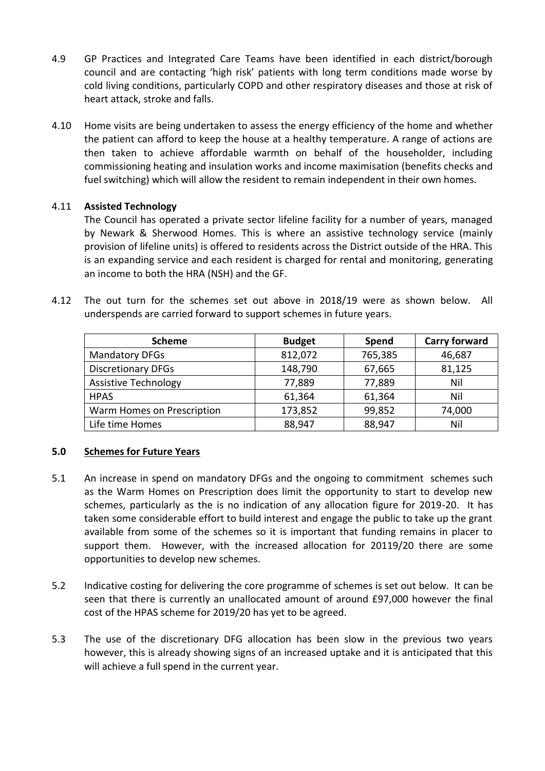4.9 GP Practices and Integrated Care Teams have been identified in each district/borough council and are contacting 'high risk' patients with long term conditions made worse by cold living conditions, particularly COPD and other respiratory diseases and those at risk of heart attack, stroke and falls.

4.10 Home visits are being undertaken to assess the energy efficiency of the home and whether the patient can afford to keep the house at a healthy temperature. A range of actions are then taken to achieve affordable warmth on behalf of the householder, including commissioning heating and insulation works and income maximisation (benefits checks and fuel switching) which will allow the resident to remain independent in their own homes.

4.11 **Assisted Technology**

The Council has operated a private sector lifeline facility for a number of years, managed by Newark & Sherwood Homes. This is where an assistive technology service (mainly provision of lifeline units) is offered to residents across the District outside of the HRA. This is an expanding service and each resident is charged for rental and monitoring, generating an income to both the HRA (NSH) and the GF.

4.12 The out turn for the schemes set out above in 2018/19 were as shown below. All underspends are carried forward to support schemes in future years.

| Scheme | Budget | Spend | Carry forward |
|---|---|---|---|
| Mandatory DFGs | 812,072 | 765,385 | 46,687 |
| Discretionary DFGs | 148,790 | 67,665 | 81,125 |
| Assistive Technology | 77,889 | 77,889 | Nil |
| HPAS | 61,364 | 61,364 | Nil |
| Warm Homes on Prescription | 173,852 | 99,852 | 74,000 |
| Life time Homes | 88,947 | 88,947 | Nil |

## 5.0 Schemes for Future Years

5.1 An increase in spend on mandatory DFGs and the ongoing to commitment schemes such as the Warm Homes on Prescription does limit the opportunity to start to develop new schemes, particularly as the is no indication of any allocation figure for 2019-20. It has taken some considerable effort to build interest and engage the public to take up the grant available from some of the schemes so it is important that funding remains in placer to support them. However, with the increased allocation for 20119/20 there are some opportunities to develop new schemes.

5.2 Indicative costing for delivering the core programme of schemes is set out below. It can be seen that there is currently an unallocated amount of around £97,000 however the final cost of the HPAS scheme for 2019/20 has yet to be agreed.

5.3 The use of the discretionary DFG allocation has been slow in the previous two years however, this is already showing signs of an increased uptake and it is anticipated that this will achieve a full spend in the current year.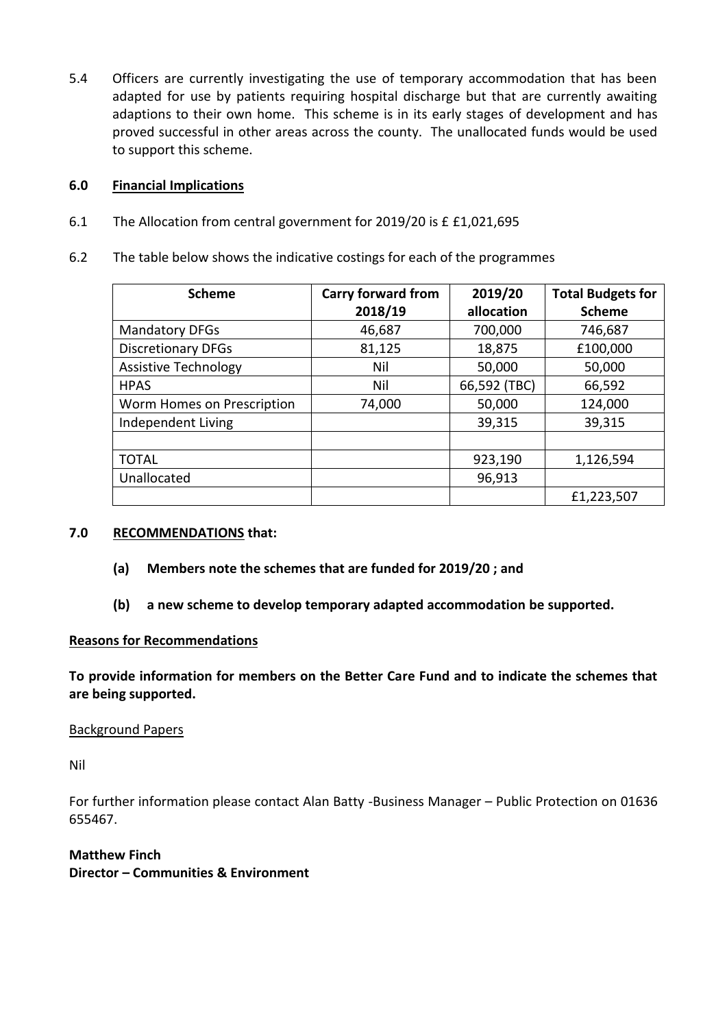5.4 Officers are currently investigating the use of temporary accommodation that has been adapted for use by patients requiring hospital discharge but that are currently awaiting adaptions to their own home. This scheme is in its early stages of development and has proved successful in other areas across the county. The unallocated funds would be used to support this scheme.

## 6.0 Financial Implications

6.1 The Allocation from central government for 2019/20 is £ £1,021,695

6.2 The table below shows the indicative costings for each of the programmes

| Scheme | Carry forward from 2018/19 | 2019/20 allocation | Total Budgets for Scheme |
|---|---|---|---|
| Mandatory DFGs | 46,687 | 700,000 | 746,687 |
| Discretionary DFGs | 81,125 | 18,875 | £100,000 |
| Assistive Technology | Nil | 50,000 | 50,000 |
| HPAS | Nil | 66,592 (TBC) | 66,592 |
| Worm Homes on Prescription | 74,000 | 50,000 | 124,000 |
| Independent Living | | 39,315 | 39,315 |
| | | | |
| TOTAL | | 923,190 | 1,126,594 |
| Unallocated | | 96,913 | |
| | | | £1,223,507 |

## 7.0 RECOMMENDATIONS that:

**(a) Members note the schemes that are funded for 2019/20 ; and**

**(b) a new scheme to develop temporary adapted accommodation be supported.**

**Reasons for Recommendations**

**To provide information for members on the Better Care Fund and to indicate the schemes that are being supported.**

Background Papers

Nil

For further information please contact Alan Batty -Business Manager – Public Protection on 01636 655467.

**Matthew Finch**
**Director – Communities & Environment**